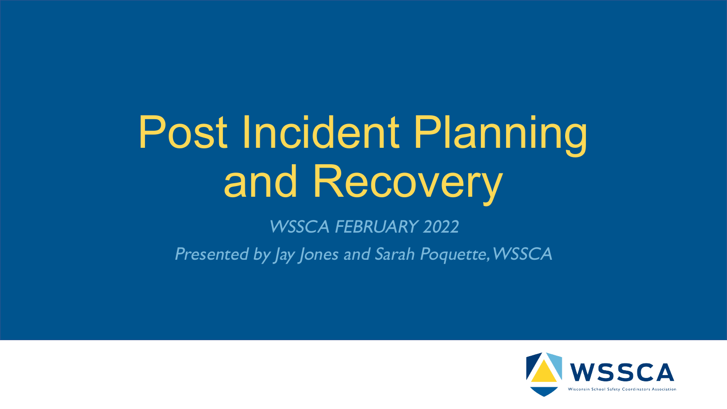# Post Incident Planning and Recovery

*WSSCA FEBRUARY 2022*

*Presented by Jay Jones and Sarah Poquette, WSSCA*

WSSCA

Wisconsin School Safety Coordinators Association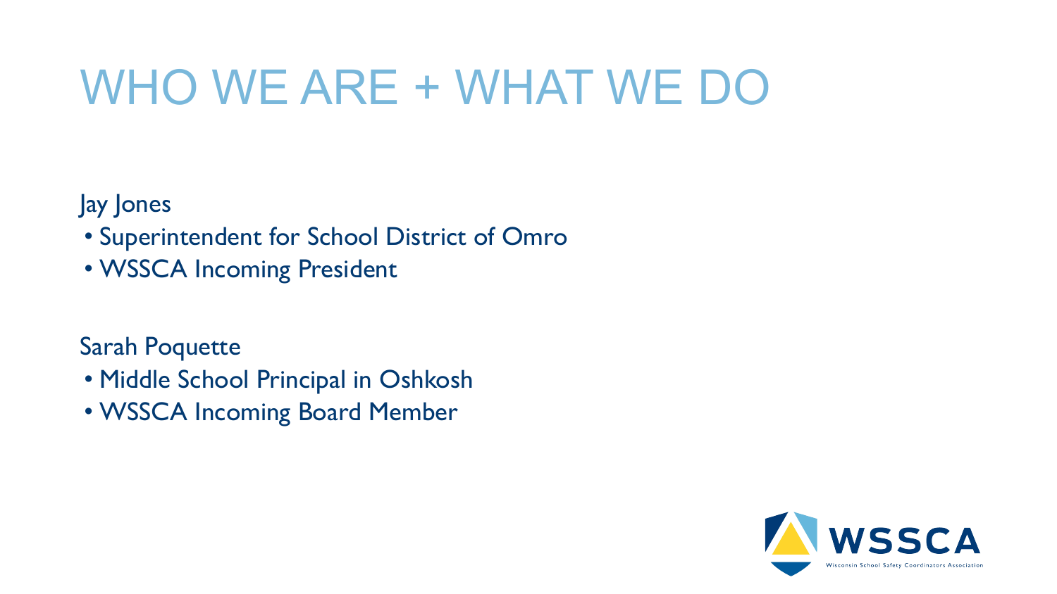# WHO WE ARE + WHAT WE DO

Jay Jones

- Superintendent for School District of Omro
- WSSCA Incoming President

Sarah Poquette

- Middle School Principal in Oshkosh
- WSSCA Incoming Board Member

WSSCA
Wisconsin School Safety Coordinators Association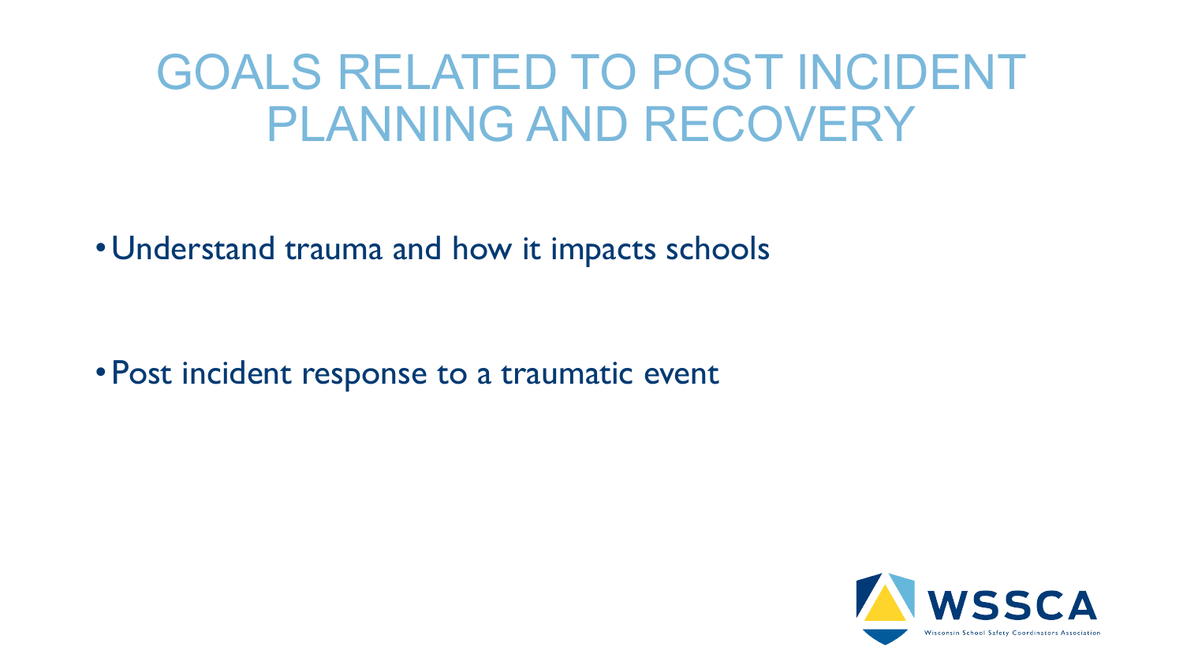# GOALS RELATED TO POST INCIDENT PLANNING AND RECOVERY

- Understand trauma and how it impacts schools

- Post incident response to a traumatic event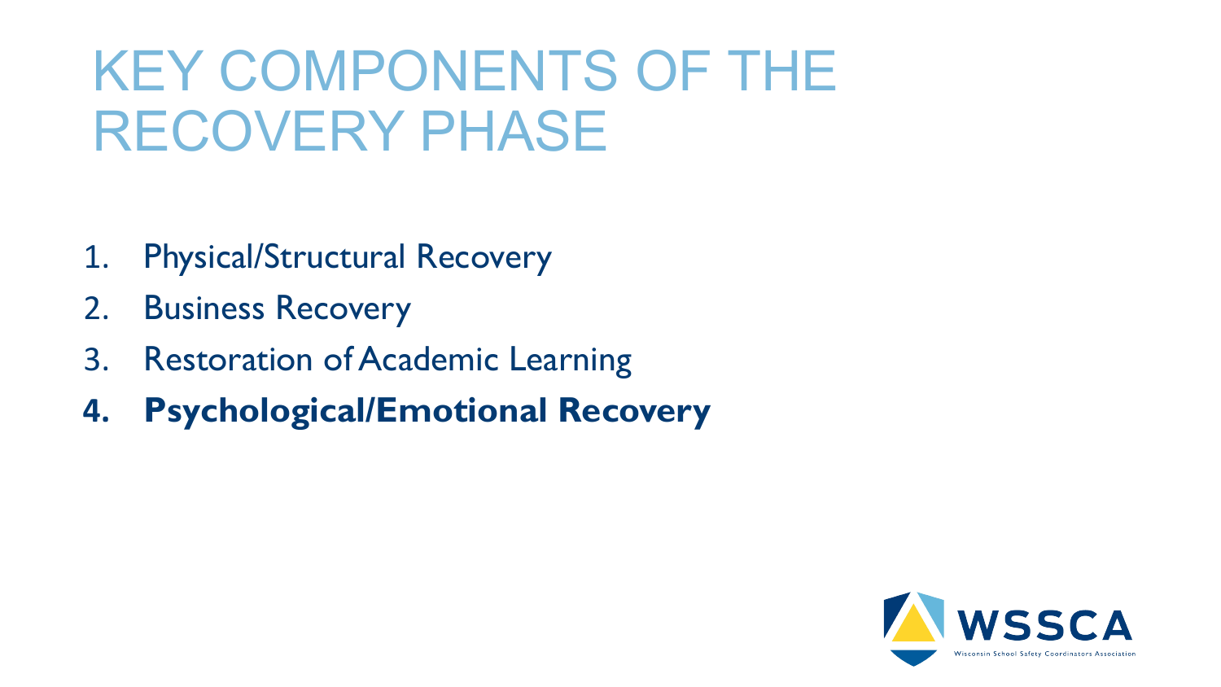# KEY COMPONENTS OF THE RECOVERY PHASE

1. Physical/Structural Recovery
2. Business Recovery
3. Restoration of Academic Learning
4. **Psychological/Emotional Recovery**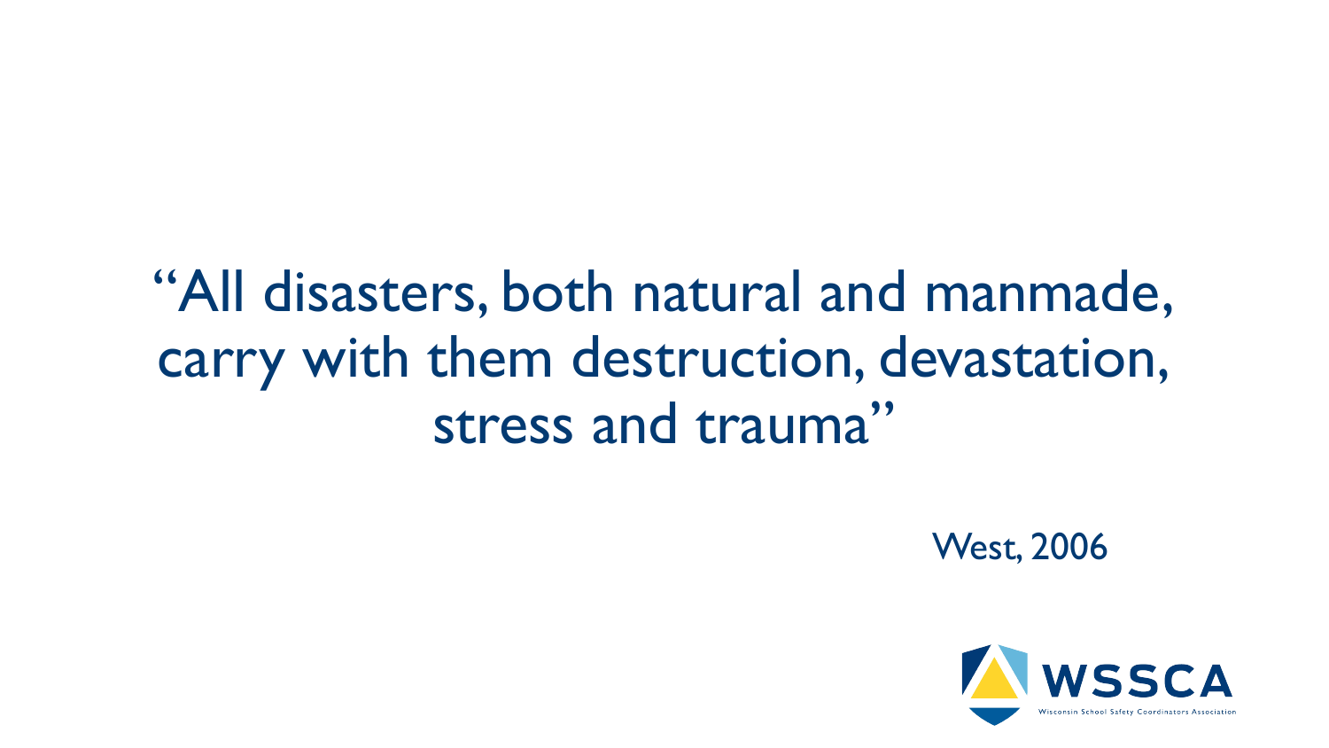"All disasters, both natural and manmade, carry with them destruction, devastation, stress and trauma"

West, 2006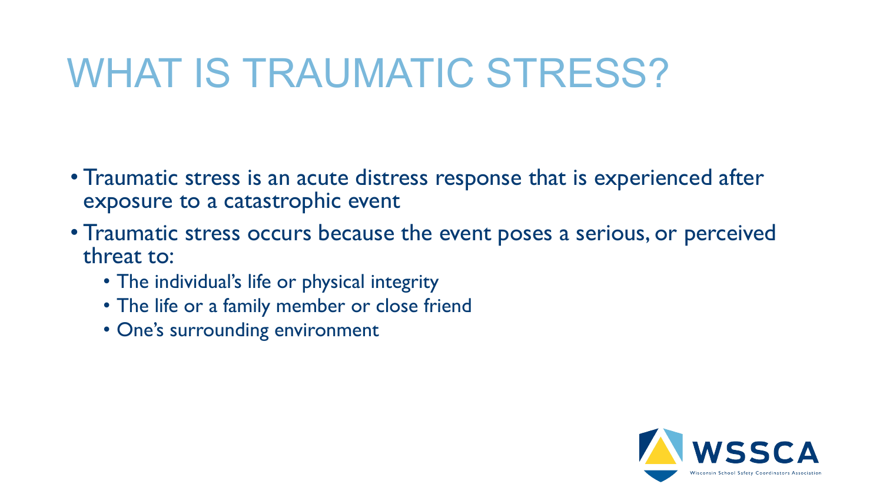# WHAT IS TRAUMATIC STRESS?

- Traumatic stress is an acute distress response that is experienced after exposure to a catastrophic event
- Traumatic stress occurs because the event poses a serious, or perceived threat to:
  - The individual's life or physical integrity
  - The life or a family member or close friend
  - One's surrounding environment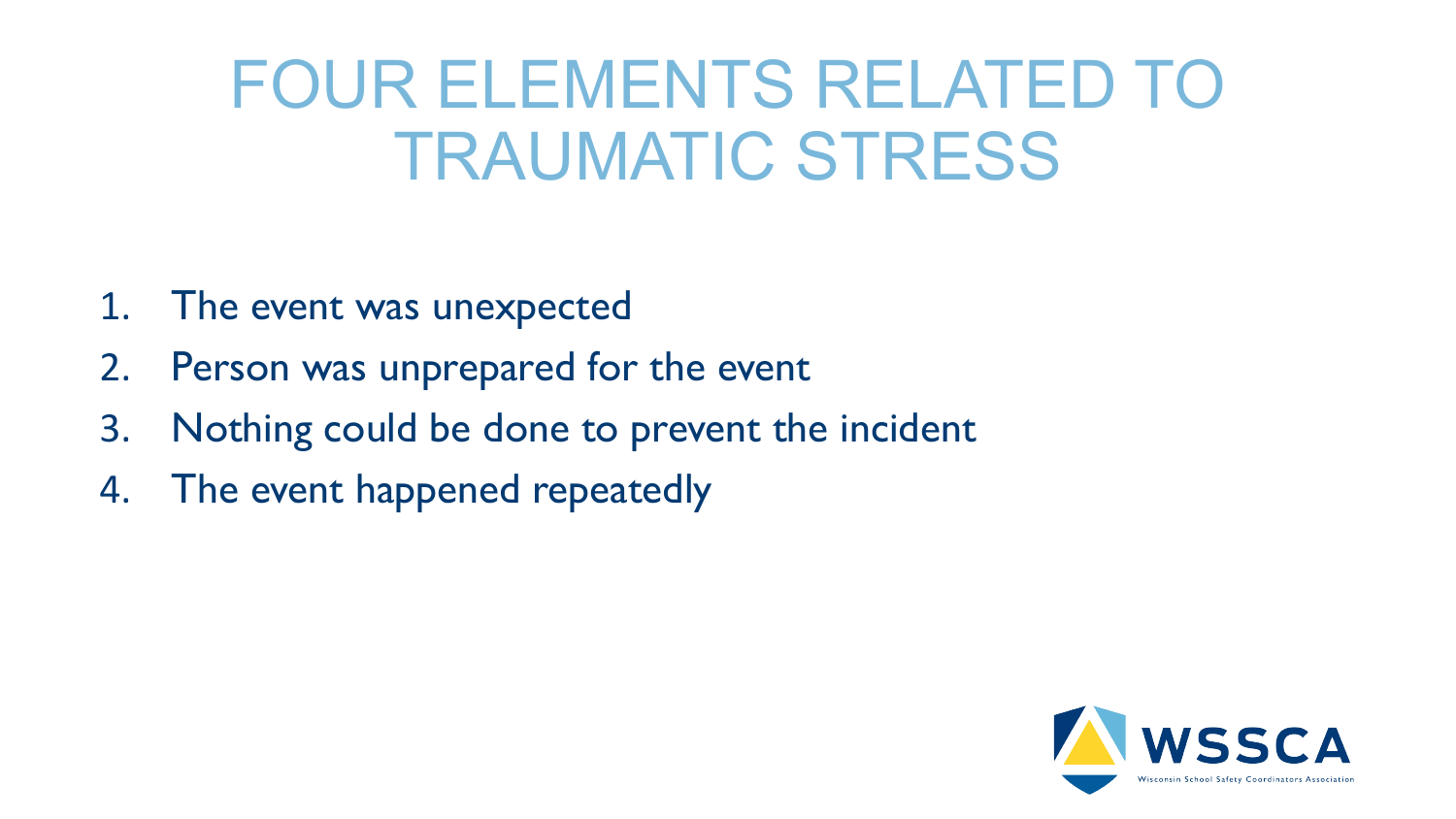# FOUR ELEMENTS RELATED TO TRAUMATIC STRESS

1. The event was unexpected
2. Person was unprepared for the event
3. Nothing could be done to prevent the incident
4. The event happened repeatedly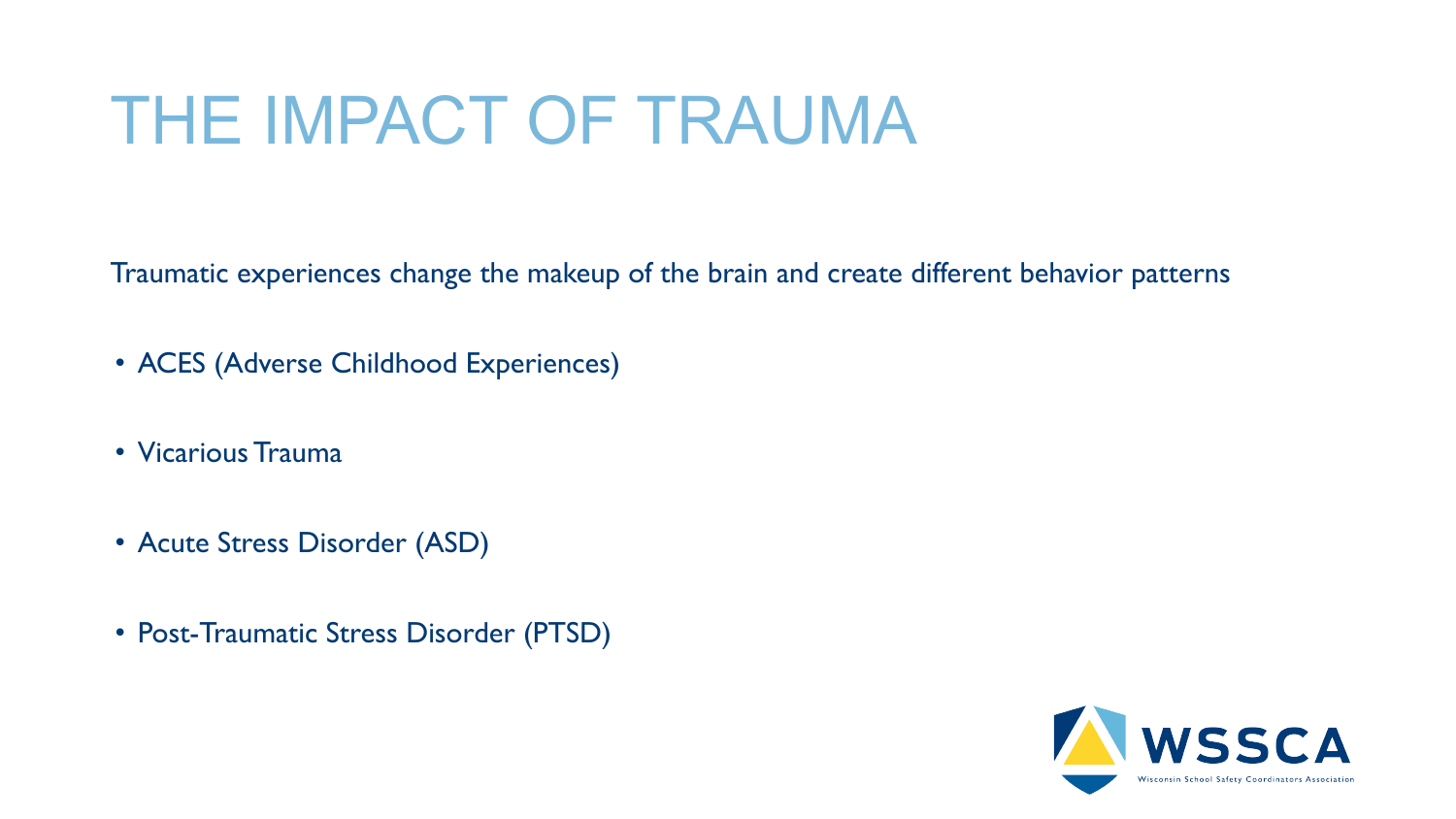# THE IMPACT OF TRAUMA

Traumatic experiences change the makeup of the brain and create different behavior patterns

- ACES (Adverse Childhood Experiences)
- Vicarious Trauma
- Acute Stress Disorder (ASD)
- Post-Traumatic Stress Disorder (PTSD)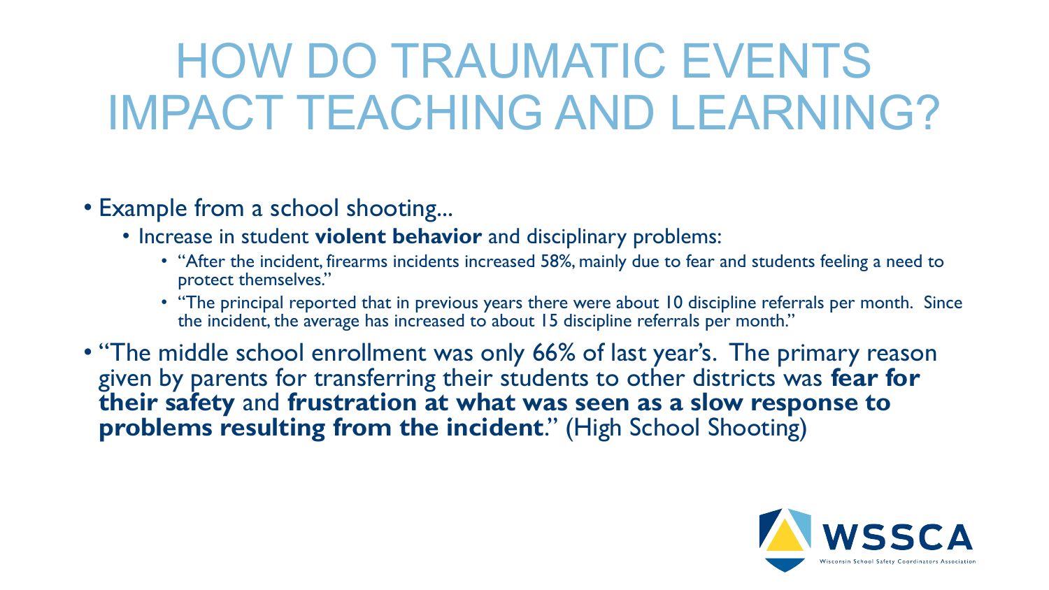# HOW DO TRAUMATIC EVENTS IMPACT TEACHING AND LEARNING?

- Example from a school shooting…
  - Increase in student **violent behavior** and disciplinary problems:
    - "After the incident, firearms incidents increased 58%, mainly due to fear and students feeling a need to protect themselves."
    - "The principal reported that in previous years there were about 10 discipline referrals per month. Since the incident, the average has increased to about 15 discipline referrals per month."
- "The middle school enrollment was only 66% of last year's. The primary reason given by parents for transferring their students to other districts was **fear for their safety** and **frustration at what was seen as a slow response to problems resulting from the incident**." (High School Shooting)

WSSCA
Wisconsin School Safety Coordinators Association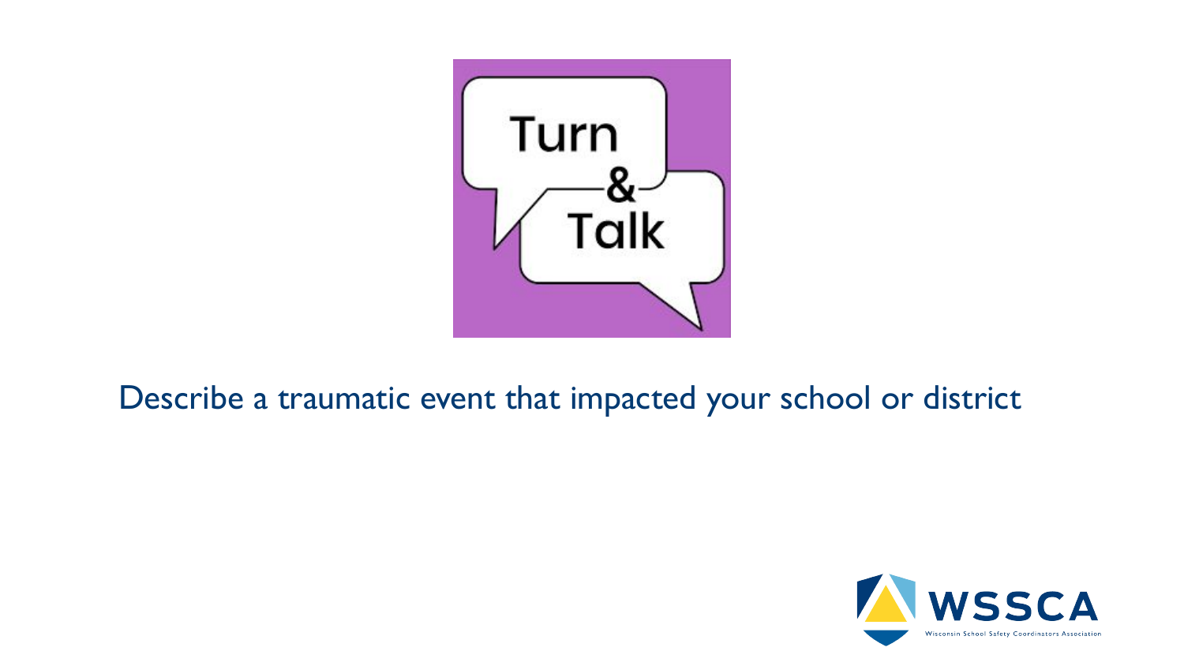Turn & Talk

Describe a traumatic event that impacted your school or district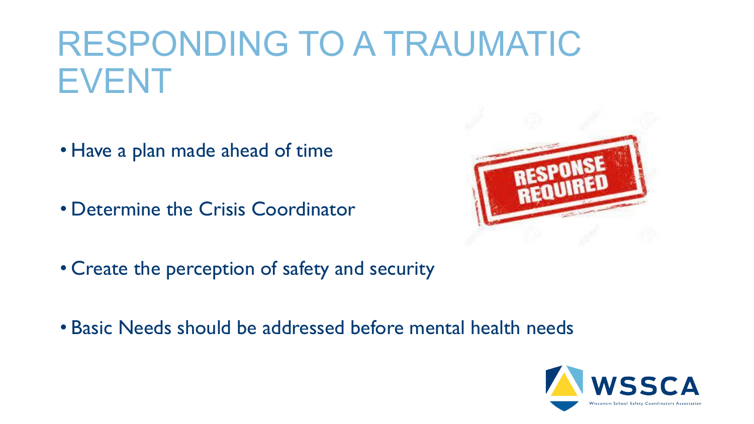# RESPONDING TO A TRAUMATIC EVENT

- Have a plan made ahead of time
- Determine the Crisis Coordinator
- Create the perception of safety and security
- Basic Needs should be addressed before mental health needs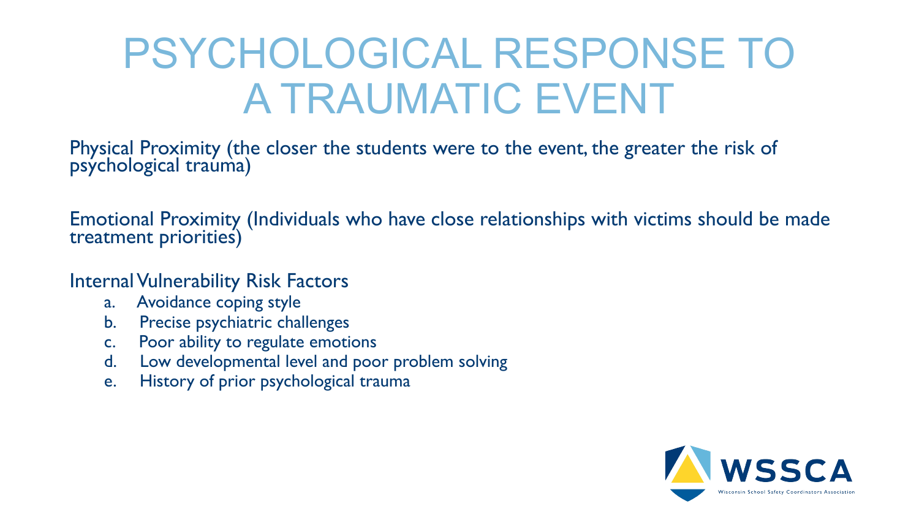# PSYCHOLOGICAL RESPONSE TO A TRAUMATIC EVENT

Physical Proximity (the closer the students were to the event, the greater the risk of psychological trauma)

Emotional Proximity (Individuals who have close relationships with victims should be made treatment priorities)

Internal Vulnerability Risk Factors

a. Avoidance coping style
b. Precise psychiatric challenges
c. Poor ability to regulate emotions
d. Low developmental level and poor problem solving
e. History of prior psychological trauma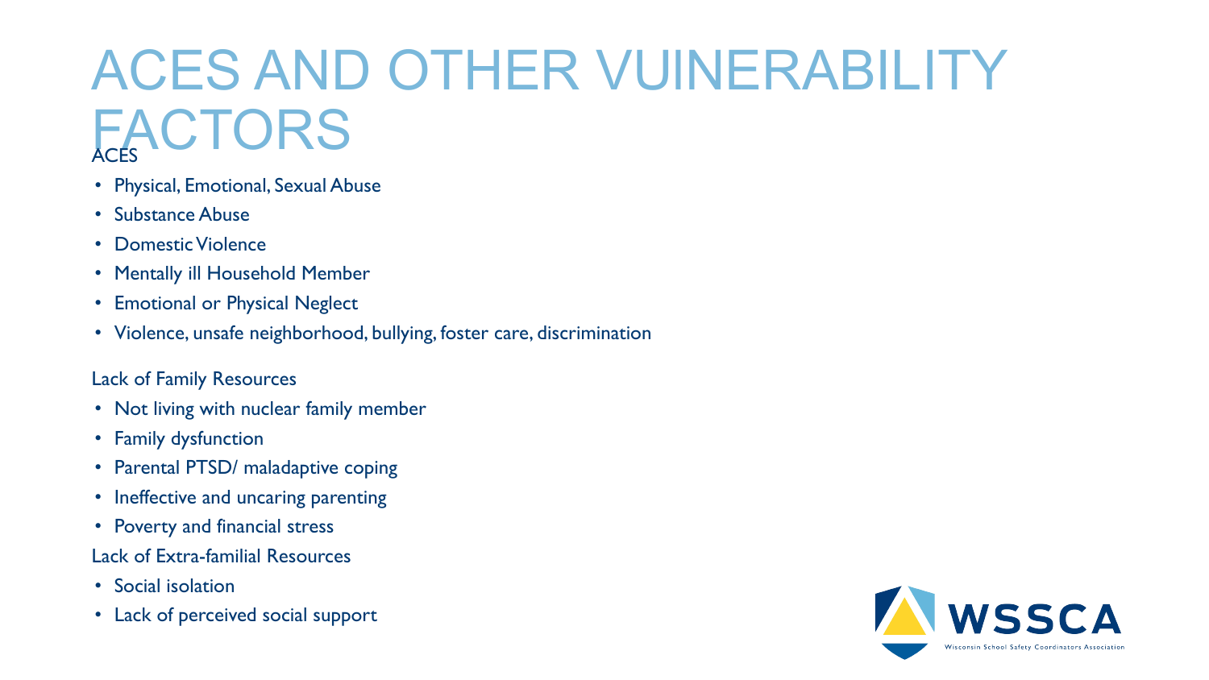# ACES AND OTHER VUINERABILITY FACTORS

ACES

- Physical, Emotional, Sexual Abuse
- Substance Abuse
- Domestic Violence
- Mentally ill Household Member
- Emotional or Physical Neglect
- Violence, unsafe neighborhood, bullying, foster care, discrimination

Lack of Family Resources

- Not living with nuclear family member
- Family dysfunction
- Parental PTSD/ maladaptive coping
- Ineffective and uncaring parenting
- Poverty and financial stress

Lack of Extra-familial Resources

- Social isolation
- Lack of perceived social support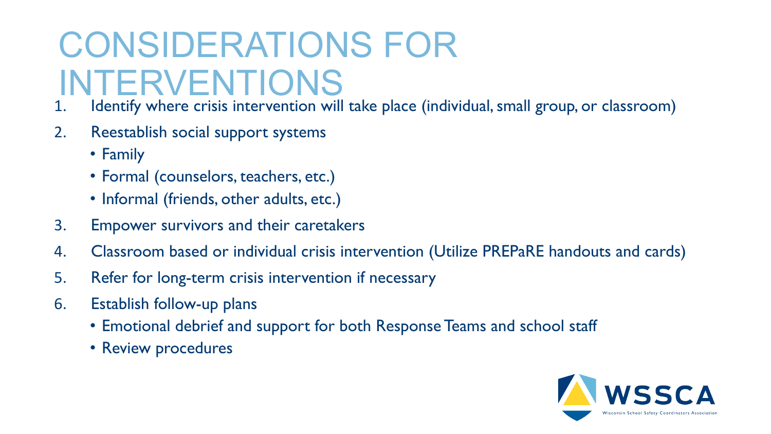# CONSIDERATIONS FOR INTERVENTIONS

1. Identify where crisis intervention will take place (individual, small group, or classroom)
2. Reestablish social support systems
   - Family
   - Formal (counselors, teachers, etc.)
   - Informal (friends, other adults, etc.)
3. Empower survivors and their caretakers
4. Classroom based or individual crisis intervention (Utilize PREPaRE handouts and cards)
5. Refer for long-term crisis intervention if necessary
6. Establish follow-up plans
   - Emotional debrief and support for both Response Teams and school staff
   - Review procedures

WSSCA
Wisconsin School Safety Coordinators Association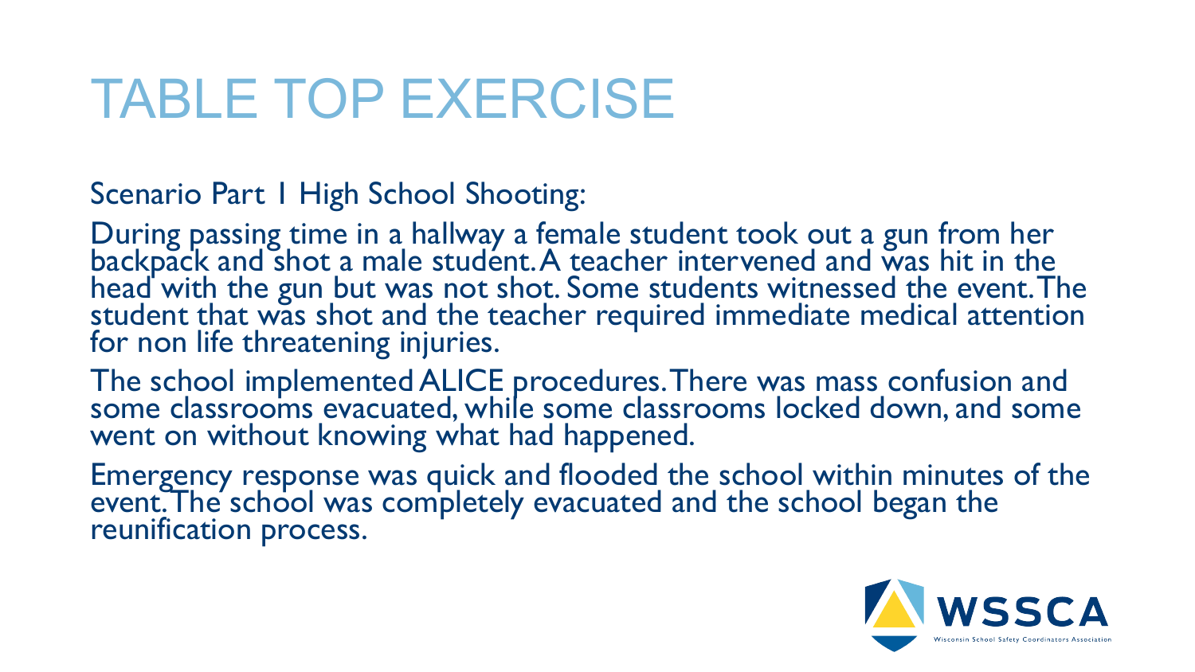# TABLE TOP EXERCISE

Scenario Part 1 High School Shooting:

During passing time in a hallway a female student took out a gun from her backpack and shot a male student. A teacher intervened and was hit in the head with the gun but was not shot. Some students witnessed the event. The student that was shot and the teacher required immediate medical attention for non life threatening injuries.

The school implemented ALICE procedures. There was mass confusion and some classrooms evacuated, while some classrooms locked down, and some went on without knowing what had happened.

Emergency response was quick and flooded the school within minutes of the event. The school was completely evacuated and the school began the reunification process.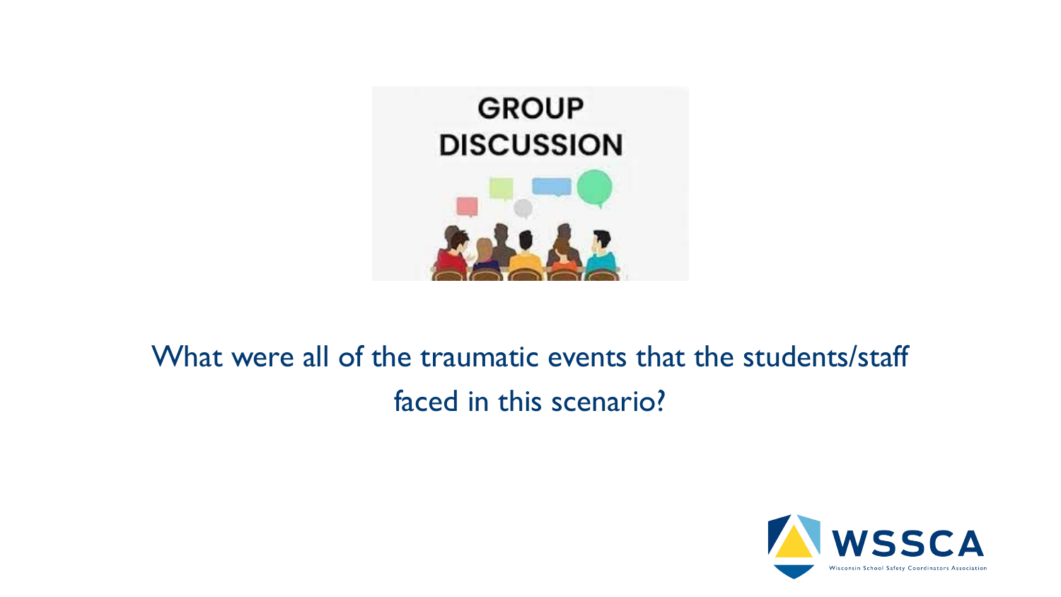What were all of the traumatic events that the students/staff faced in this scenario?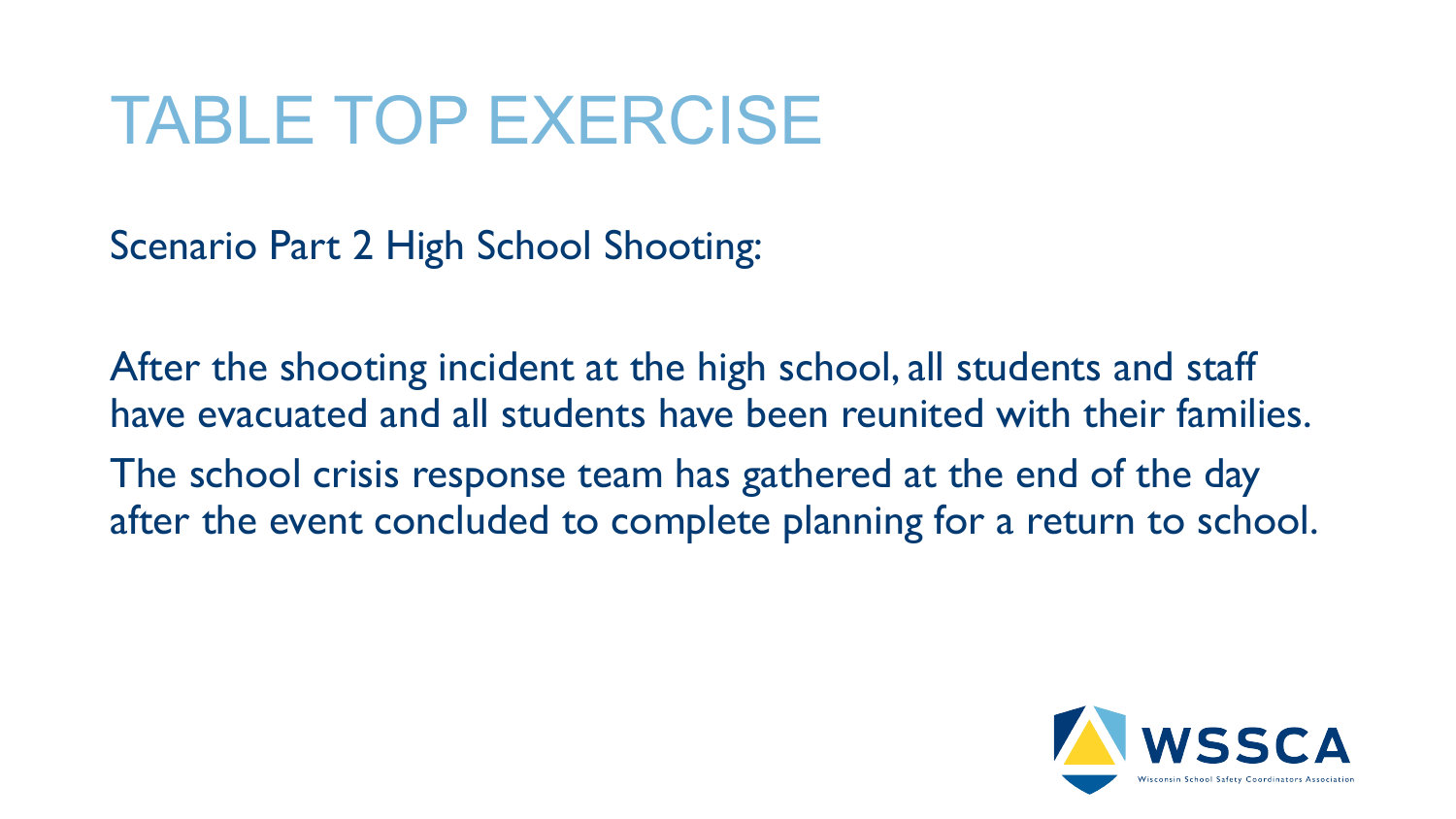# TABLE TOP EXERCISE

Scenario Part 2 High School Shooting:

After the shooting incident at the high school, all students and staff have evacuated and all students have been reunited with their families.

The school crisis response team has gathered at the end of the day after the event concluded to complete planning for a return to school.

WSSCA

Wisconsin School Safety Coordinators Association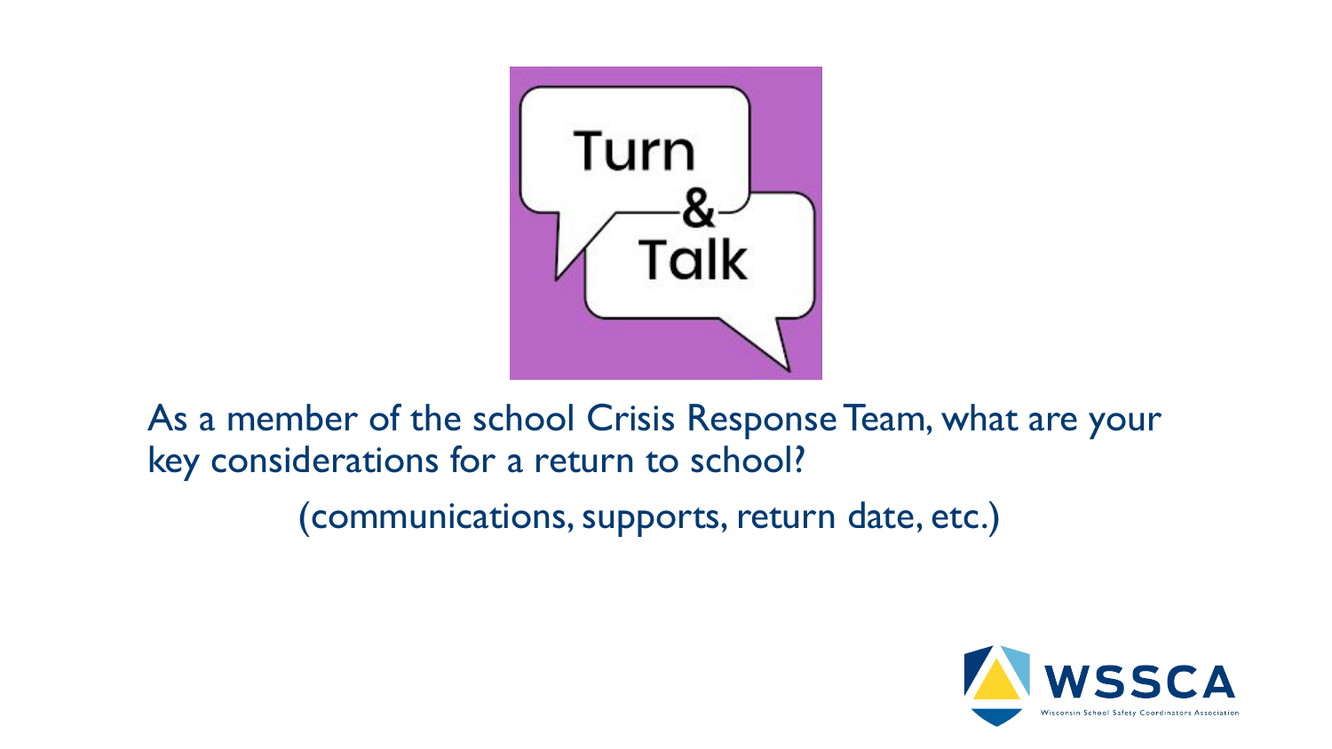Turn & Talk

As a member of the school Crisis Response Team, what are your key considerations for a return to school?

(communications, supports, return date, etc.)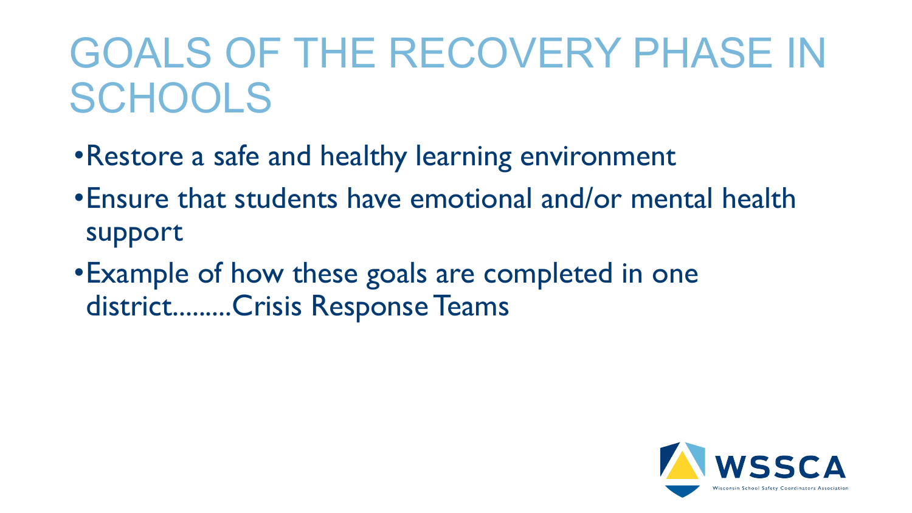# GOALS OF THE RECOVERY PHASE IN SCHOOLS

- Restore a safe and healthy learning environment
- Ensure that students have emotional and/or mental health support
- Example of how these goals are completed in one district.........Crisis Response Teams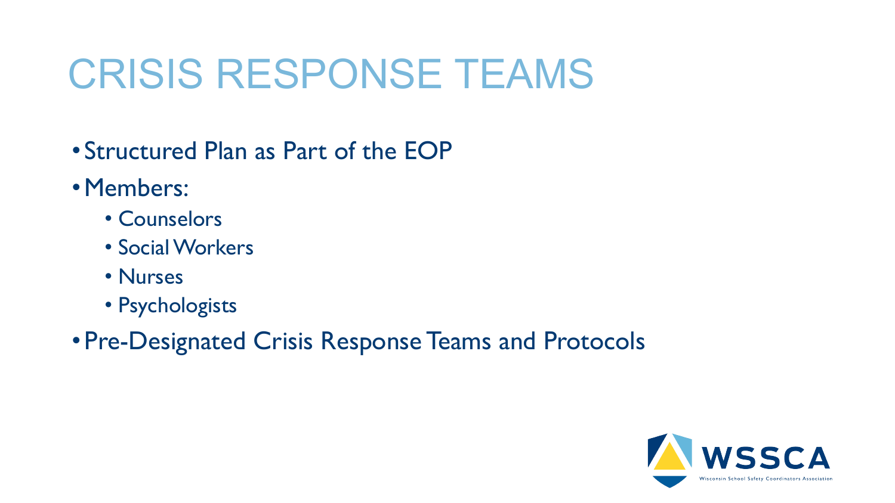# CRISIS RESPONSE TEAMS

- Structured Plan as Part of the EOP
- Members:
  - Counselors
  - Social Workers
  - Nurses
  - Psychologists
- Pre-Designated Crisis Response Teams and Protocols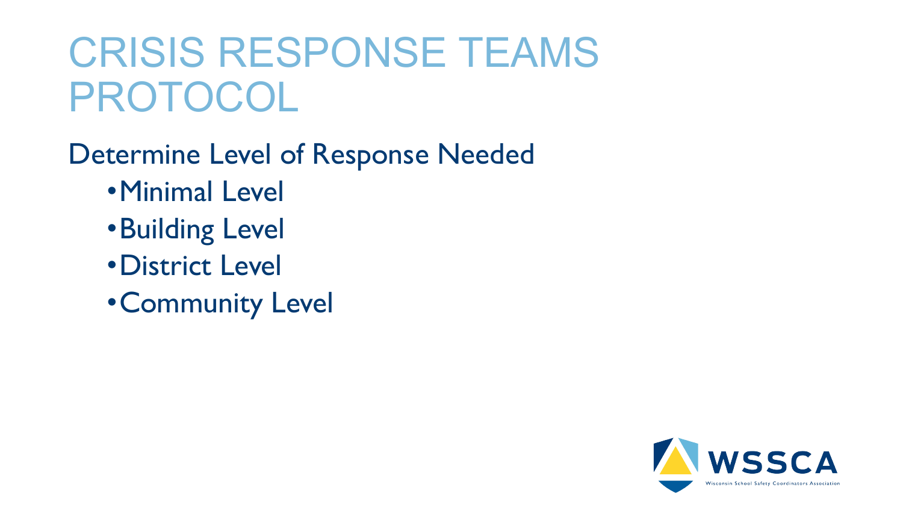# CRISIS RESPONSE TEAMS PROTOCOL

Determine Level of Response Needed

- Minimal Level
- Building Level
- District Level
- Community Level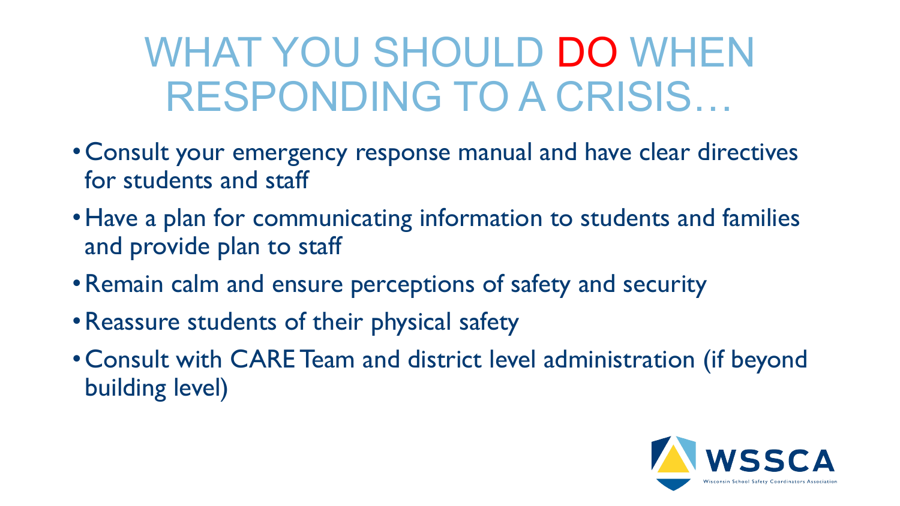# WHAT YOU SHOULD DO WHEN RESPONDING TO A CRISIS…

- Consult your emergency response manual and have clear directives for students and staff
- Have a plan for communicating information to students and families and provide plan to staff
- Remain calm and ensure perceptions of safety and security
- Reassure students of their physical safety
- Consult with CARE Team and district level administration (if beyond building level)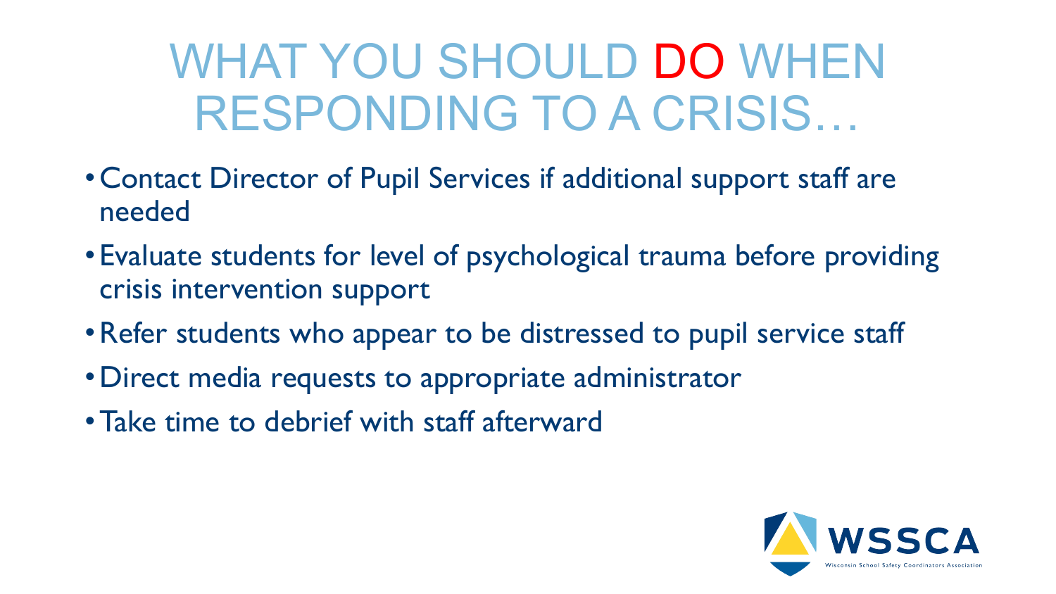# WHAT YOU SHOULD DO WHEN RESPONDING TO A CRISIS…

- Contact Director of Pupil Services if additional support staff are needed
- Evaluate students for level of psychological trauma before providing crisis intervention support
- Refer students who appear to be distressed to pupil service staff
- Direct media requests to appropriate administrator
- Take time to debrief with staff afterward

WSSCA
Wisconsin School Safety Coordinators Association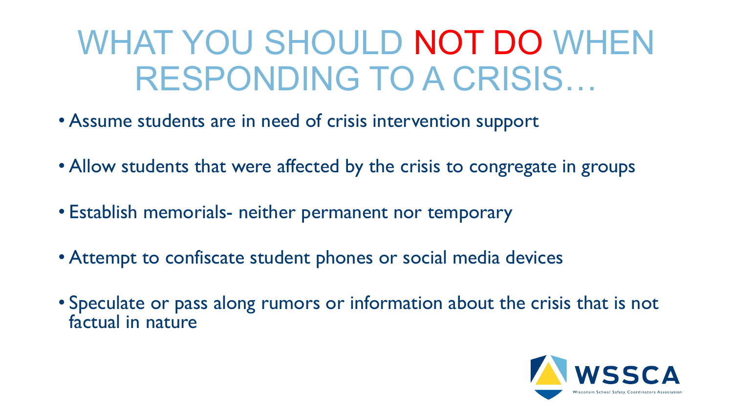# WHAT YOU SHOULD NOT DO WHEN RESPONDING TO A CRISIS…

- Assume students are in need of crisis intervention support
- Allow students that were affected by the crisis to congregate in groups
- Establish memorials- neither permanent nor temporary
- Attempt to confiscate student phones or social media devices
- Speculate or pass along rumors or information about the crisis that is not factual in nature

WSSCA
Wisconsin School Safety Coordinators Association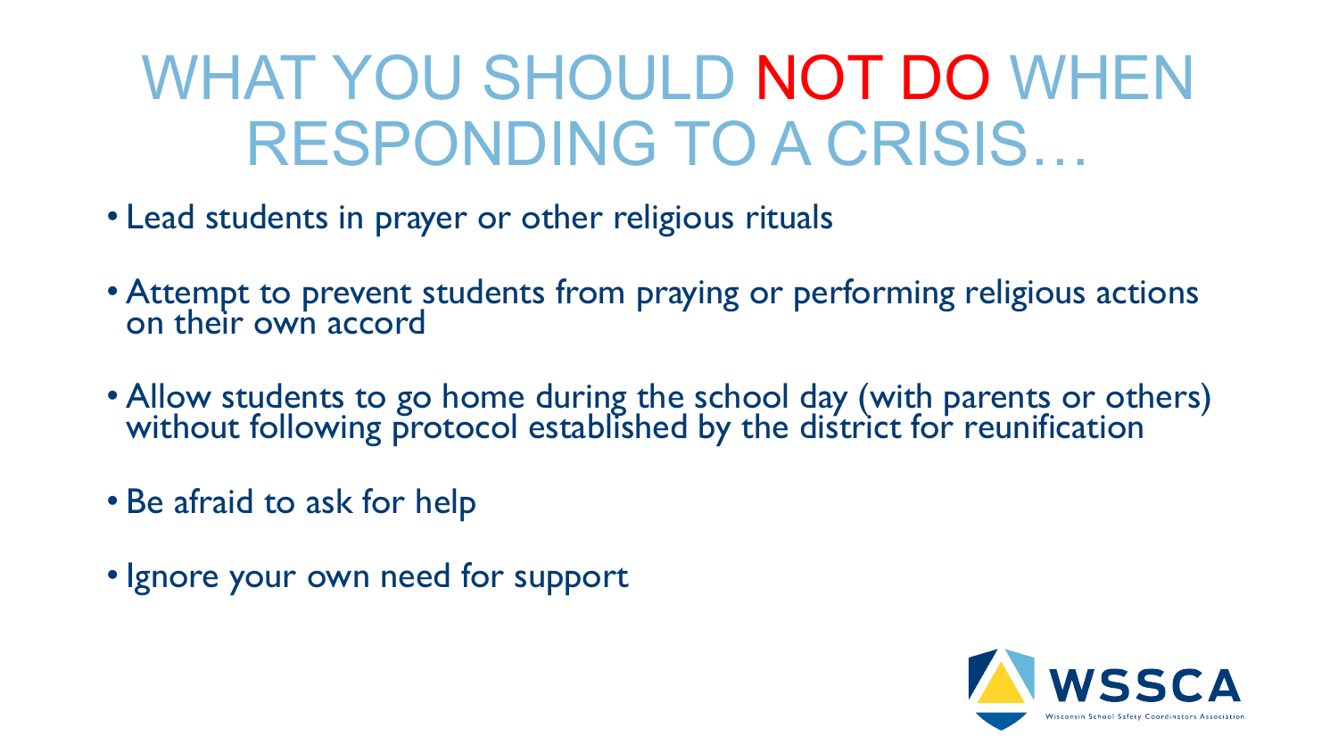# WHAT YOU SHOULD NOT DO WHEN RESPONDING TO A CRISIS…

- Lead students in prayer or other religious rituals
- Attempt to prevent students from praying or performing religious actions on their own accord
- Allow students to go home during the school day (with parents or others) without following protocol established by the district for reunification
- Be afraid to ask for help
- Ignore your own need for support

WSSCA
Wisconsin School Safety Coordinators Association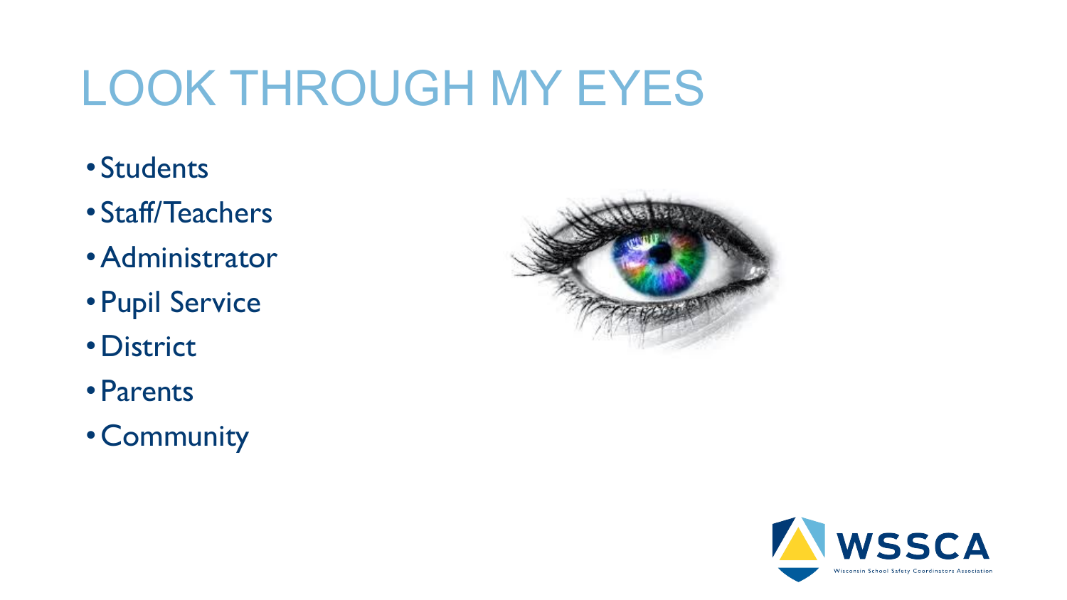# LOOK THROUGH MY EYES

- Students
- Staff/Teachers
- Administrator
- Pupil Service
- District
- Parents
- Community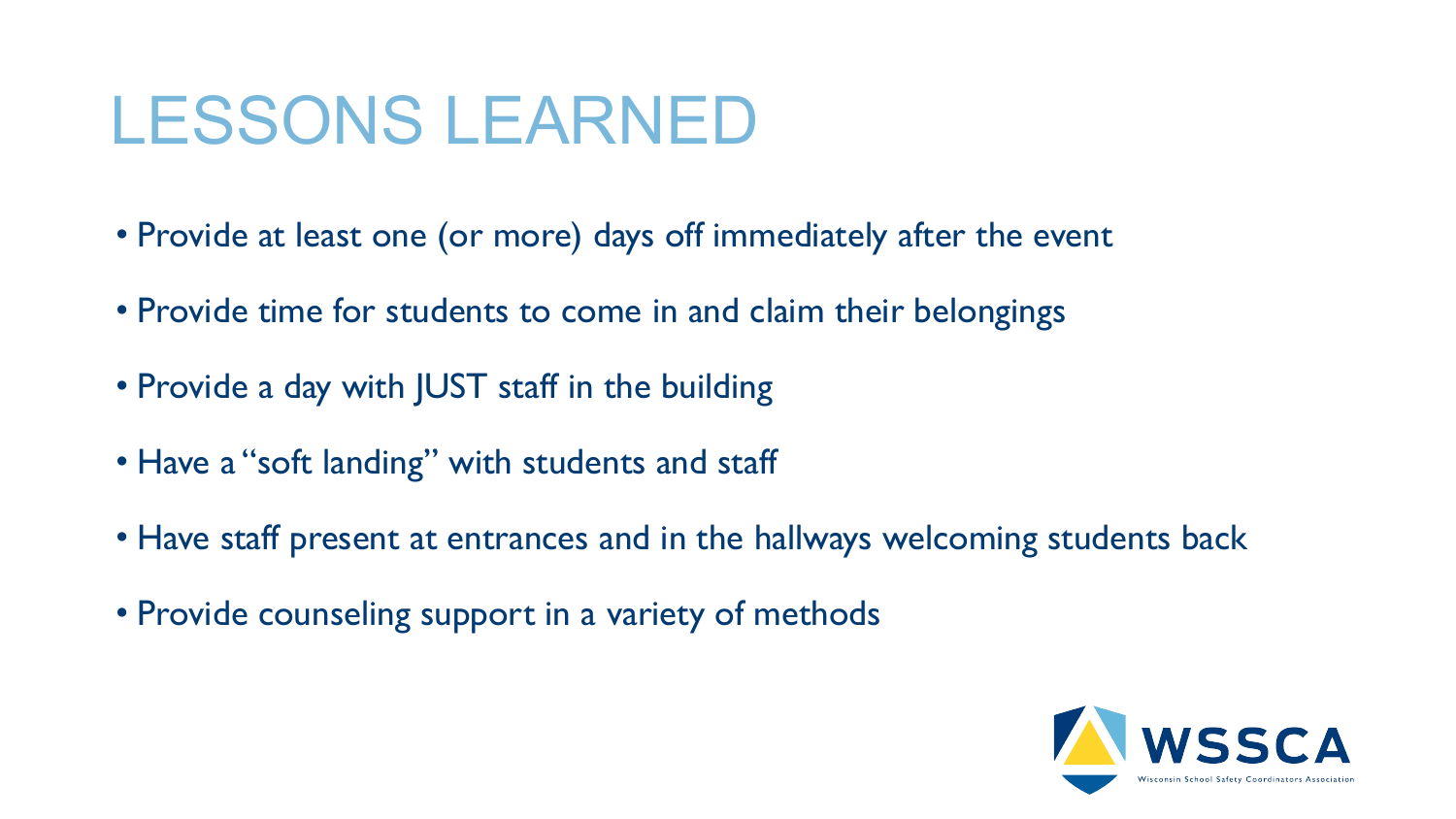# LESSONS LEARNED

- Provide at least one (or more) days off immediately after the event
- Provide time for students to come in and claim their belongings
- Provide a day with JUST staff in the building
- Have a "soft landing" with students and staff
- Have staff present at entrances and in the hallways welcoming students back
- Provide counseling support in a variety of methods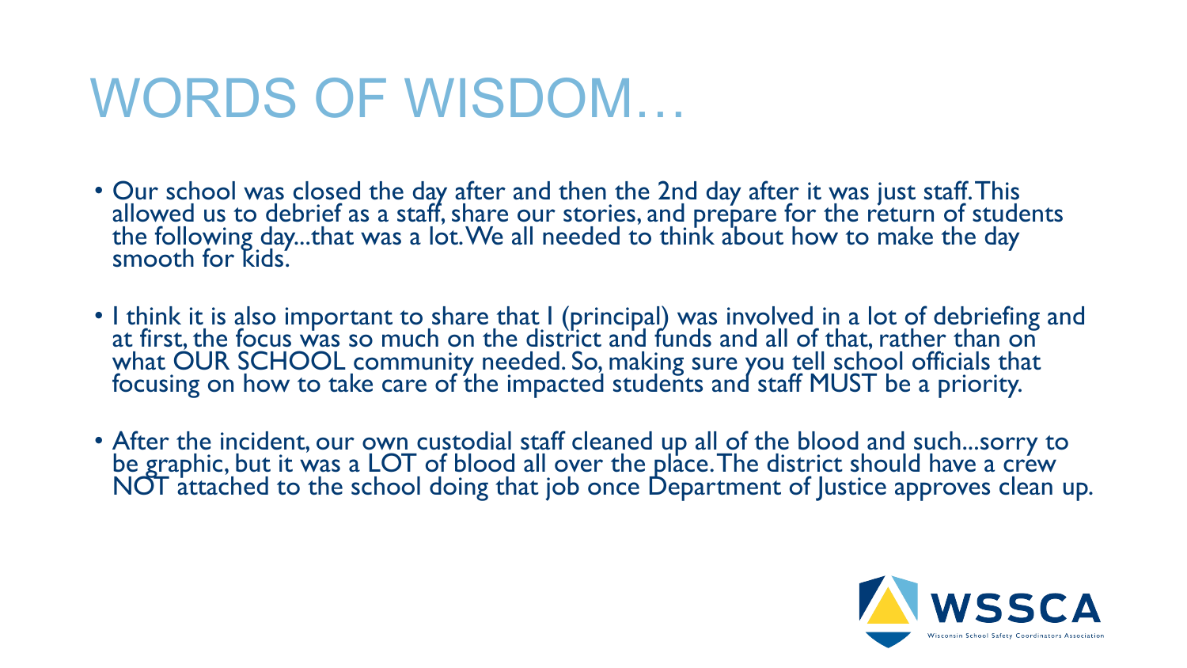# WORDS OF WISDOM…

- Our school was closed the day after and then the 2nd day after it was just staff. This allowed us to debrief as a staff, share our stories, and prepare for the return of students the following day...that was a lot. We all needed to think about how to make the day smooth for kids.
- I think it is also important to share that I (principal) was involved in a lot of debriefing and at first, the focus was so much on the district and funds and all of that, rather than on what OUR SCHOOL community needed. So, making sure you tell school officials that focusing on how to take care of the impacted students and staff MUST be a priority.
- After the incident, our own custodial staff cleaned up all of the blood and such...sorry to be graphic, but it was a LOT of blood all over the place. The district should have a crew NOT attached to the school doing that job once Department of Justice approves clean up.

WSSCA
Wisconsin School Safety Coordinators Association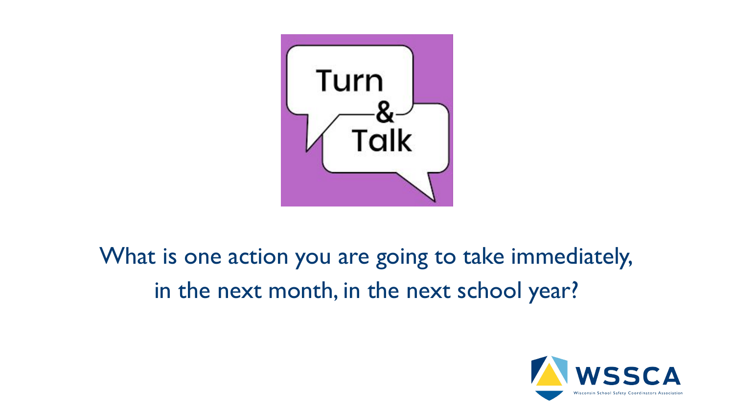Turn & Talk

What is one action you are going to take immediately, in the next month, in the next school year?

WSSCA
Wisconsin School Safety Coordinators Association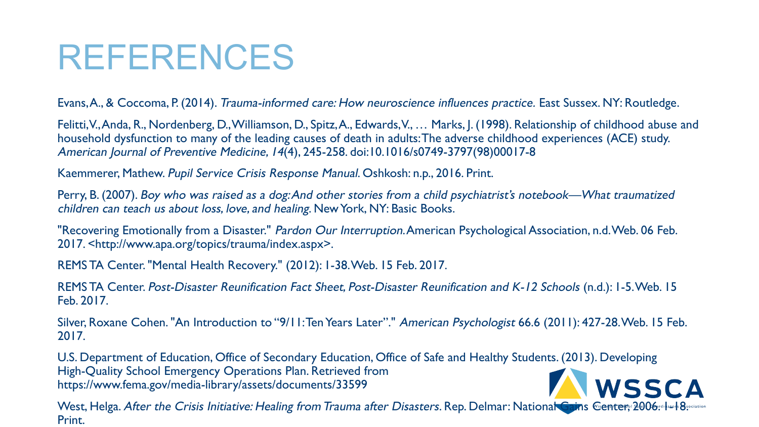# REFERENCES

Evans, A., & Coccoma, P. (2014). *Trauma-informed care: How neuroscience influences practice.* East Sussex. NY: Routledge.

Felitti, V., Anda, R., Nordenberg, D., Williamson, D., Spitz, A., Edwards, V., … Marks, J. (1998). Relationship of childhood abuse and household dysfunction to many of the leading causes of death in adults: The adverse childhood experiences (ACE) study. *American Journal of Preventive Medicine, 14*(4), 245-258. doi:10.1016/s0749-3797(98)00017-8

Kaemmerer, Mathew. *Pupil Service Crisis Response Manual*. Oshkosh: n.p., 2016. Print.

Perry, B. (2007). *Boy who was raised as a dog: And other stories from a child psychiatrist's notebook—What traumatized children can teach us about loss, love, and healing*. New York, NY: Basic Books.

"Recovering Emotionally from a Disaster." *Pardon Our Interruption*. American Psychological Association, n.d. Web. 06 Feb. 2017. <http://www.apa.org/topics/trauma/index.aspx>.

REMS TA Center. "Mental Health Recovery." (2012): 1-38. Web. 15 Feb. 2017.

REMS TA Center. *Post-Disaster Reunification Fact Sheet, Post-Disaster Reunification and K-12 Schools* (n.d.): 1-5. Web. 15 Feb. 2017.

Silver, Roxane Cohen. "An Introduction to "9/11: Ten Years Later"." *American Psychologist* 66.6 (2011): 427-28. Web. 15 Feb. 2017.

U.S. Department of Education, Office of Secondary Education, Office of Safe and Healthy Students. (2013). Developing High-Quality School Emergency Operations Plan. Retrieved from https://www.fema.gov/media-library/assets/documents/33599

West, Helga. *After the Crisis Initiative: Healing from Trauma after Disasters*. Rep. Delmar: National Gains Center, 2006. 1-18. Print.